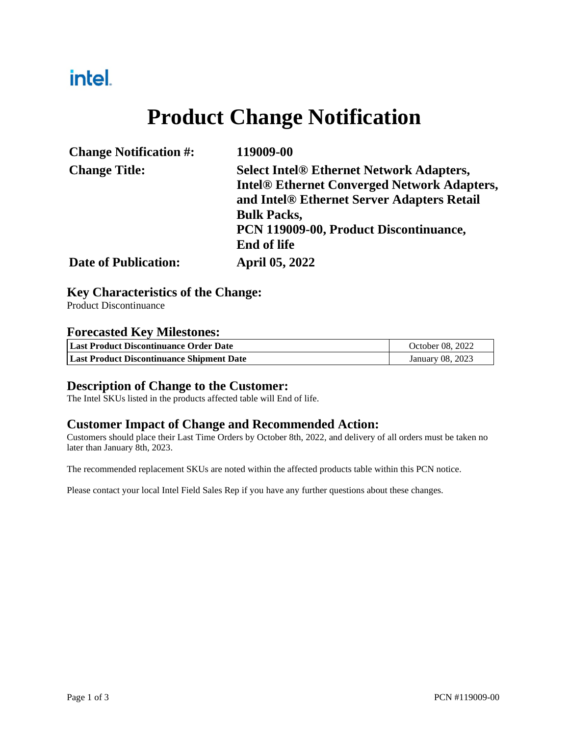intel.

# Product Change Notification

| | |
|---|---|
| **Change Notification #:** | **119009-00** |
| **Change Title:** | **Select Intel® Ethernet Network Adapters, Intel® Ethernet Converged Network Adapters, and Intel® Ethernet Server Adapters Retail Bulk Packs, PCN 119009-00, Product Discontinuance, End of life** |
| **Date of Publication:** | **April 05, 2022** |

## Key Characteristics of the Change:

Product Discontinuance

## Forecasted Key Milestones:

| | |
|---|---|
| **Last Product Discontinuance Order Date** | October 08, 2022 |
| **Last Product Discontinuance Shipment Date** | January 08, 2023 |

## Description of Change to the Customer:

The Intel SKUs listed in the products affected table will End of life.

## Customer Impact of Change and Recommended Action:

Customers should place their Last Time Orders by October 8th, 2022, and delivery of all orders must be taken no later than January 8th, 2023.

The recommended replacement SKUs are noted within the affected products table within this PCN notice.

Please contact your local Intel Field Sales Rep if you have any further questions about these changes.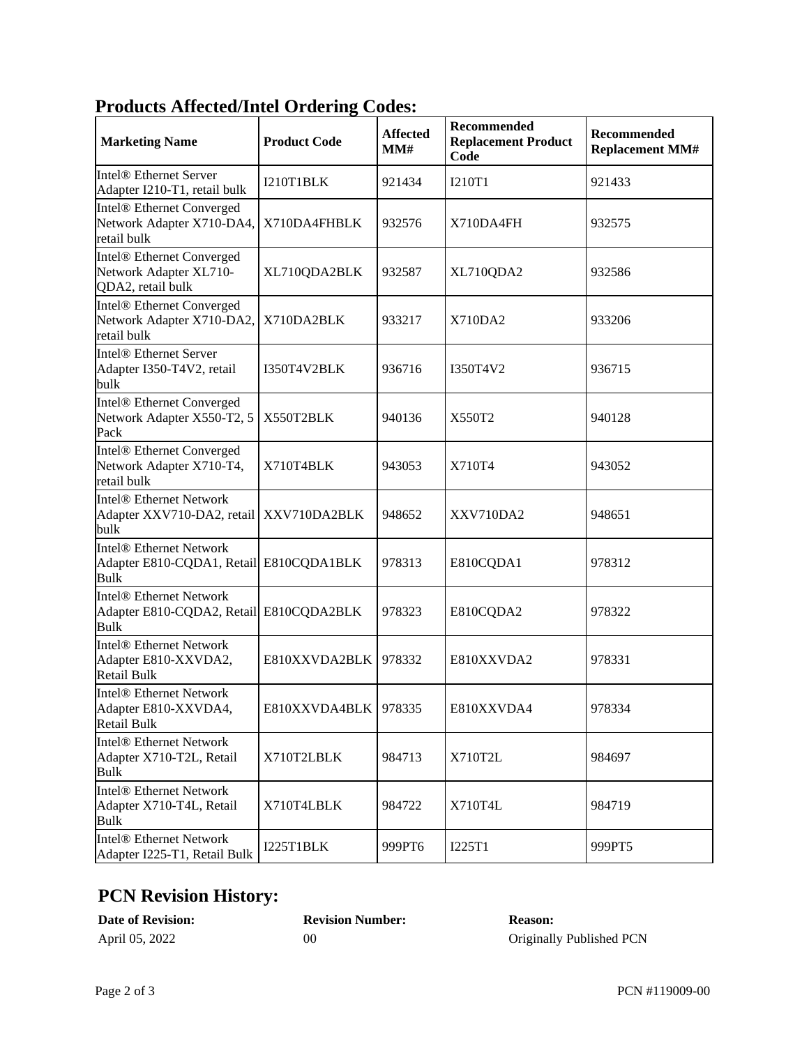## Products Affected/Intel Ordering Codes:

| Marketing Name | Product Code | Affected MM# | Recommended Replacement Product Code | Recommended Replacement MM# |
|---|---|---|---|---|
| Intel® Ethernet Server Adapter I210-T1, retail bulk | I210T1BLK | 921434 | I210T1 | 921433 |
| Intel® Ethernet Converged Network Adapter X710-DA4, retail bulk | X710DA4FHBLK | 932576 | X710DA4FH | 932575 |
| Intel® Ethernet Converged Network Adapter XL710-QDA2, retail bulk | XL710QDA2BLK | 932587 | XL710QDA2 | 932586 |
| Intel® Ethernet Converged Network Adapter X710-DA2, retail bulk | X710DA2BLK | 933217 | X710DA2 | 933206 |
| Intel® Ethernet Server Adapter I350-T4V2, retail bulk | I350T4V2BLK | 936716 | I350T4V2 | 936715 |
| Intel® Ethernet Converged Network Adapter X550-T2, 5 Pack | X550T2BLK | 940136 | X550T2 | 940128 |
| Intel® Ethernet Converged Network Adapter X710-T4, retail bulk | X710T4BLK | 943053 | X710T4 | 943052 |
| Intel® Ethernet Network Adapter XXV710-DA2, retail bulk | XXV710DA2BLK | 948652 | XXV710DA2 | 948651 |
| Intel® Ethernet Network Adapter E810-CQDA1, Retail Bulk | E810CQDA1BLK | 978313 | E810CQDA1 | 978312 |
| Intel® Ethernet Network Adapter E810-CQDA2, Retail Bulk | E810CQDA2BLK | 978323 | E810CQDA2 | 978322 |
| Intel® Ethernet Network Adapter E810-XXVDA2, Retail Bulk | E810XXVDA2BLK | 978332 | E810XXVDA2 | 978331 |
| Intel® Ethernet Network Adapter E810-XXVDA4, Retail Bulk | E810XXVDA4BLK | 978335 | E810XXVDA4 | 978334 |
| Intel® Ethernet Network Adapter X710-T2L, Retail Bulk | X710T2LBLK | 984713 | X710T2L | 984697 |
| Intel® Ethernet Network Adapter X710-T4L, Retail Bulk | X710T4LBLK | 984722 | X710T4L | 984719 |
| Intel® Ethernet Network Adapter I225-T1, Retail Bulk | I225T1BLK | 999PT6 | I225T1 | 999PT5 |

## PCN Revision History:

| Date of Revision: | Revision Number: | Reason: |
|---|---|---|
| April 05, 2022 | 00 | Originally Published PCN |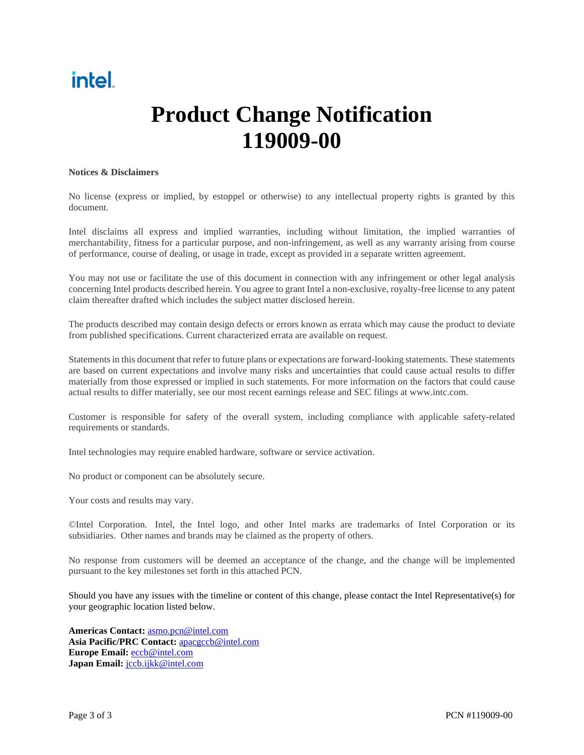intel.

# Product Change Notification 119009-00

**Notices & Disclaimers**

No license (express or implied, by estoppel or otherwise) to any intellectual property rights is granted by this document.

Intel disclaims all express and implied warranties, including without limitation, the implied warranties of merchantability, fitness for a particular purpose, and non-infringement, as well as any warranty arising from course of performance, course of dealing, or usage in trade, except as provided in a separate written agreement.

You may not use or facilitate the use of this document in connection with any infringement or other legal analysis concerning Intel products described herein. You agree to grant Intel a non-exclusive, royalty-free license to any patent claim thereafter drafted which includes the subject matter disclosed herein.

The products described may contain design defects or errors known as errata which may cause the product to deviate from published specifications. Current characterized errata are available on request.

Statements in this document that refer to future plans or expectations are forward-looking statements. These statements are based on current expectations and involve many risks and uncertainties that could cause actual results to differ materially from those expressed or implied in such statements. For more information on the factors that could cause actual results to differ materially, see our most recent earnings release and SEC filings at www.intc.com.

Customer is responsible for safety of the overall system, including compliance with applicable safety-related requirements or standards.

Intel technologies may require enabled hardware, software or service activation.

No product or component can be absolutely secure.

Your costs and results may vary.

©Intel Corporation. Intel, the Intel logo, and other Intel marks are trademarks of Intel Corporation or its subsidiaries. Other names and brands may be claimed as the property of others.

No response from customers will be deemed an acceptance of the change, and the change will be implemented pursuant to the key milestones set forth in this attached PCN.

Should you have any issues with the timeline or content of this change, please contact the Intel Representative(s) for your geographic location listed below.

**Americas Contact:** asmo.pcn@intel.com
**Asia Pacific/PRC Contact:** apacgccb@intel.com
**Europe Email:** eccb@intel.com
**Japan Email:** jccb.ijkk@intel.com